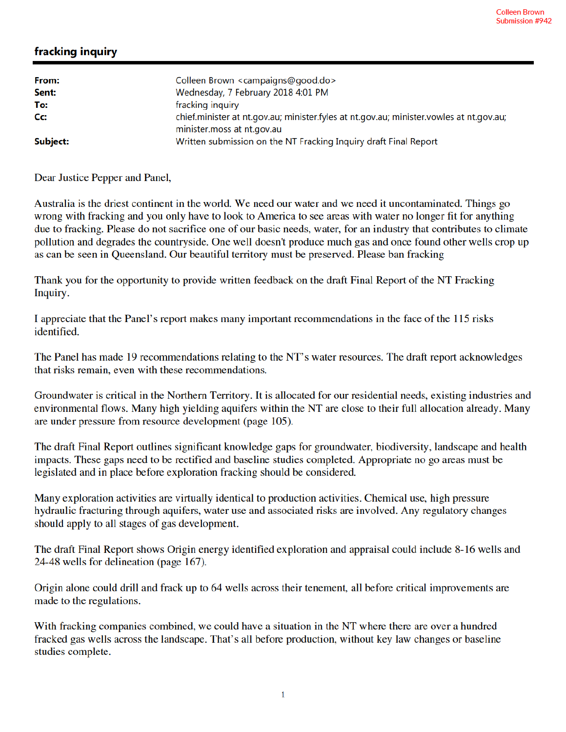Colleen Brown
Submission #942

## fracking inquiry

| | |
|---|---|
| **From:** | Colleen Brown <campaigns@good.do> |
| **Sent:** | Wednesday, 7 February 2018 4:01 PM |
| **To:** | fracking inquiry |
| **Cc:** | chief.minister at nt.gov.au; minister.fyles at nt.gov.au; minister.vowles at nt.gov.au; minister.moss at nt.gov.au |
| **Subject:** | Written submission on the NT Fracking Inquiry draft Final Report |

Dear Justice Pepper and Panel,

Australia is the driest continent in the world. We need our water and we need it uncontaminated. Things go wrong with fracking and you only have to look to America to see areas with water no longer fit for anything due to fracking. Please do not sacrifice one of our basic needs, water, for an industry that contributes to climate pollution and degrades the countryside. One well doesn't produce much gas and once found other wells crop up as can be seen in Queensland. Our beautiful territory must be preserved. Please ban fracking

Thank you for the opportunity to provide written feedback on the draft Final Report of the NT Fracking Inquiry.

I appreciate that the Panel's report makes many important recommendations in the face of the 115 risks identified.

The Panel has made 19 recommendations relating to the NT's water resources. The draft report acknowledges that risks remain, even with these recommendations.

Groundwater is critical in the Northern Territory. It is allocated for our residential needs, existing industries and environmental flows. Many high yielding aquifers within the NT are close to their full allocation already. Many are under pressure from resource development (page 105).

The draft Final Report outlines significant knowledge gaps for groundwater, biodiversity, landscape and health impacts. These gaps need to be rectified and baseline studies completed. Appropriate no go areas must be legislated and in place before exploration fracking should be considered.

Many exploration activities are virtually identical to production activities. Chemical use, high pressure hydraulic fracturing through aquifers, water use and associated risks are involved. Any regulatory changes should apply to all stages of gas development.

The draft Final Report shows Origin energy identified exploration and appraisal could include 8-16 wells and 24-48 wells for delineation (page 167).

Origin alone could drill and frack up to 64 wells across their tenement, all before critical improvements are made to the regulations.

With fracking companies combined, we could have a situation in the NT where there are over a hundred fracked gas wells across the landscape. That's all before production, without key law changes or baseline studies complete.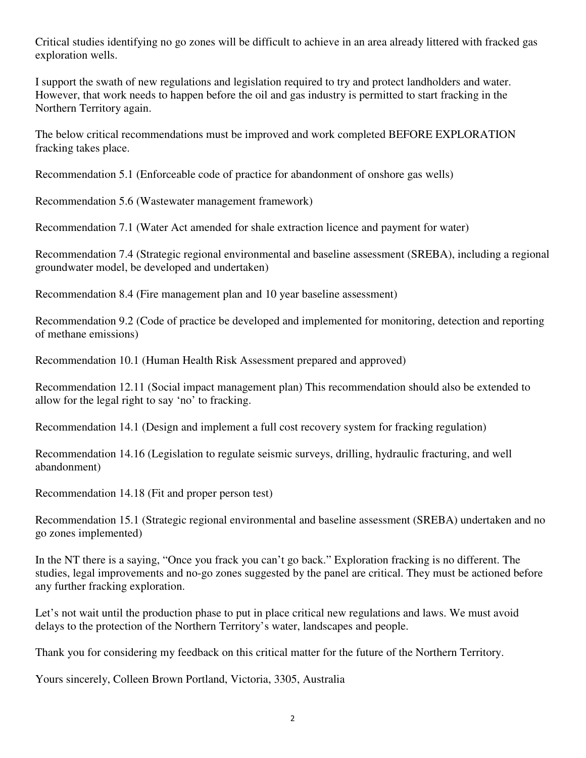Critical studies identifying no go zones will be difficult to achieve in an area already littered with fracked gas exploration wells.

I support the swath of new regulations and legislation required to try and protect landholders and water. However, that work needs to happen before the oil and gas industry is permitted to start fracking in the Northern Territory again.

The below critical recommendations must be improved and work completed BEFORE EXPLORATION fracking takes place.

Recommendation 5.1 (Enforceable code of practice for abandonment of onshore gas wells)

Recommendation 5.6 (Wastewater management framework)

Recommendation 7.1 (Water Act amended for shale extraction licence and payment for water)

Recommendation 7.4 (Strategic regional environmental and baseline assessment (SREBA), including a regional groundwater model, be developed and undertaken)

Recommendation 8.4 (Fire management plan and 10 year baseline assessment)

Recommendation 9.2 (Code of practice be developed and implemented for monitoring, detection and reporting of methane emissions)

Recommendation 10.1 (Human Health Risk Assessment prepared and approved)

Recommendation 12.11 (Social impact management plan) This recommendation should also be extended to allow for the legal right to say 'no' to fracking.

Recommendation 14.1 (Design and implement a full cost recovery system for fracking regulation)

Recommendation 14.16 (Legislation to regulate seismic surveys, drilling, hydraulic fracturing, and well abandonment)

Recommendation 14.18 (Fit and proper person test)

Recommendation 15.1 (Strategic regional environmental and baseline assessment (SREBA) undertaken and no go zones implemented)

In the NT there is a saying, "Once you frack you can't go back." Exploration fracking is no different. The studies, legal improvements and no-go zones suggested by the panel are critical. They must be actioned before any further fracking exploration.

Let's not wait until the production phase to put in place critical new regulations and laws. We must avoid delays to the protection of the Northern Territory's water, landscapes and people.

Thank you for considering my feedback on this critical matter for the future of the Northern Territory.

Yours sincerely, Colleen Brown Portland, Victoria, 3305, Australia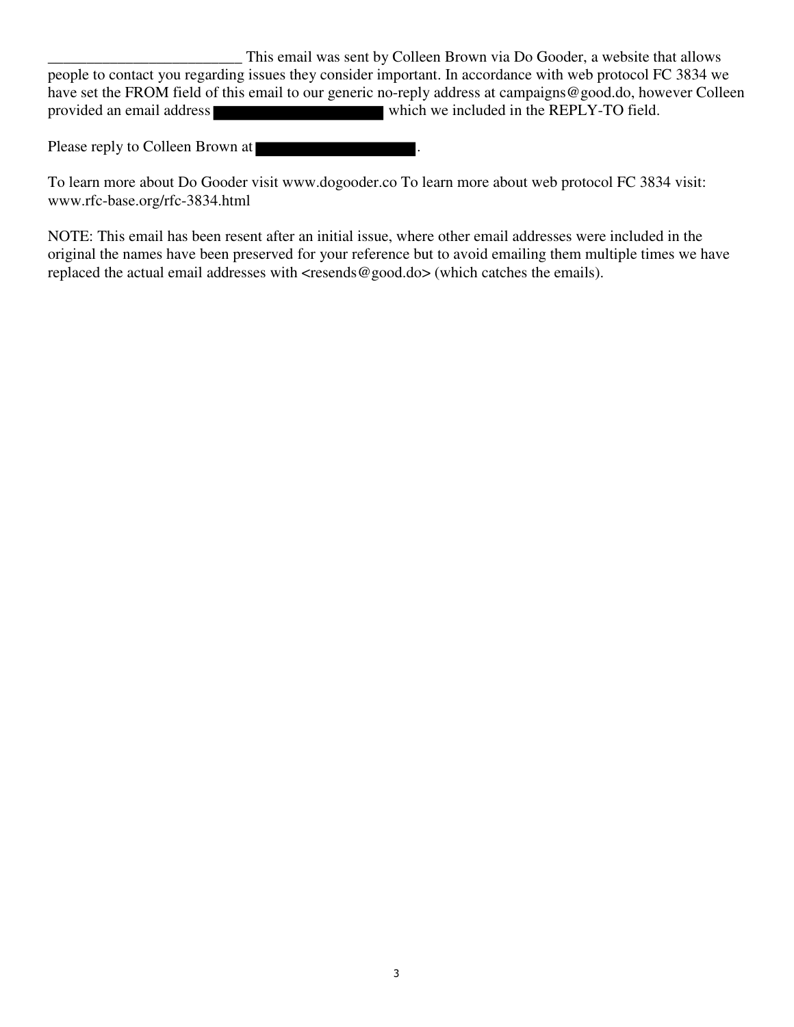_________________________ This email was sent by Colleen Brown via Do Gooder, a website that allows people to contact you regarding issues they consider important. In accordance with web protocol FC 3834 we have set the FROM field of this email to our generic no-reply address at campaigns@good.do, however Colleen provided an email address ████████████████ which we included in the REPLY-TO field.

Please reply to Colleen Brown at ████████████████.

To learn more about Do Gooder visit www.dogooder.co To learn more about web protocol FC 3834 visit: www.rfc-base.org/rfc-3834.html

NOTE: This email has been resent after an initial issue, where other email addresses were included in the original the names have been preserved for your reference but to avoid emailing them multiple times we have replaced the actual email addresses with <resends@good.do> (which catches the emails).